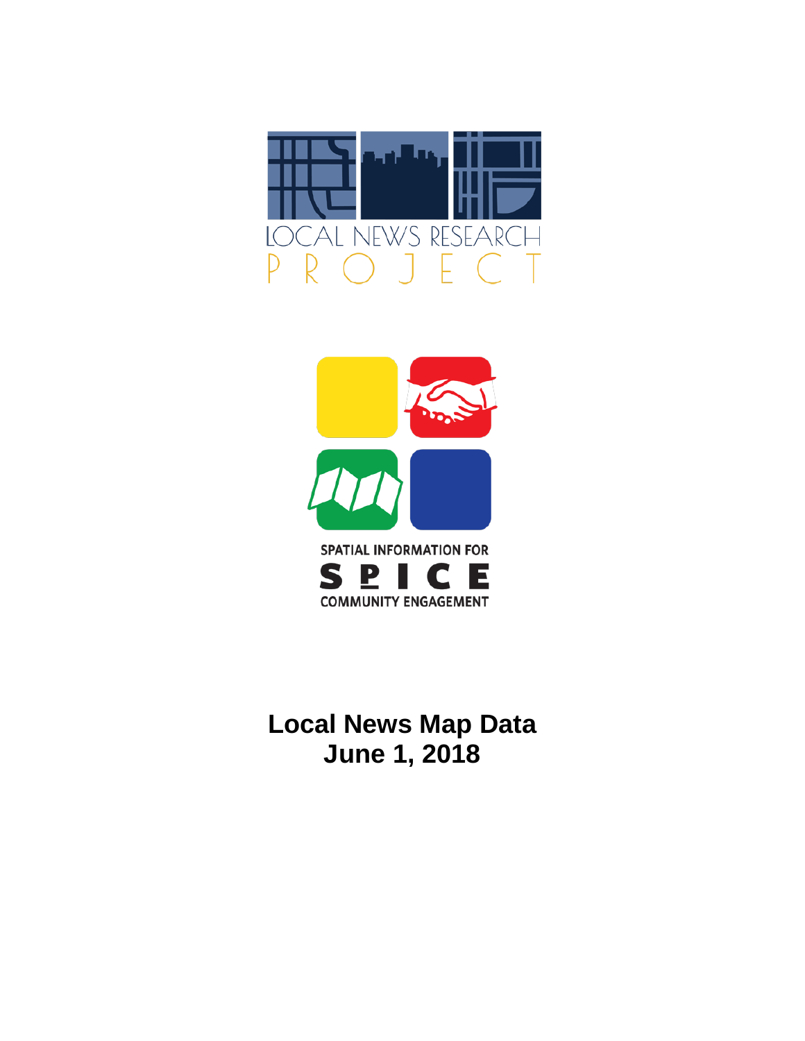LOCAL NEWS RESEARCH PROJECT

SPATIAL INFORMATION FOR

SPICE

COMMUNITY ENGAGEMENT

# Local News Map Data
# June 1, 2018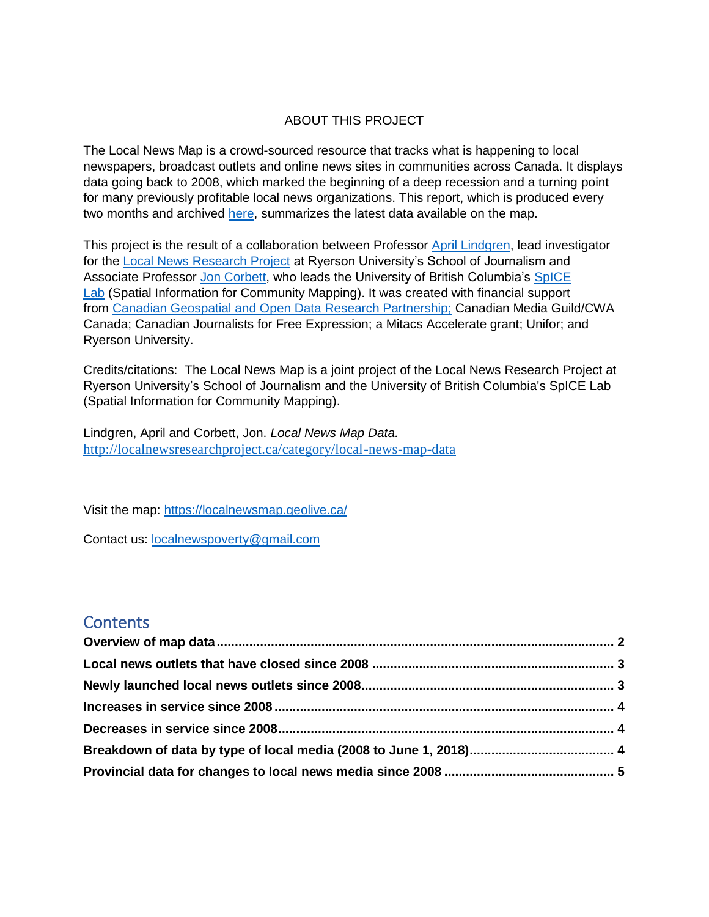ABOUT THIS PROJECT

The Local News Map is a crowd-sourced resource that tracks what is happening to local newspapers, broadcast outlets and online news sites in communities across Canada. It displays data going back to 2008, which marked the beginning of a deep recession and a turning point for many previously profitable local news organizations. This report, which is produced every two months and archived [here](#), summarizes the latest data available on the map.

This project is the result of a collaboration between Professor [April Lindgren](#), lead investigator for the [Local News Research Project](#) at Ryerson University's School of Journalism and Associate Professor [Jon Corbett](#), who leads the University of British Columbia's [SpICE Lab](#) (Spatial Information for Community Mapping). It was created with financial support from [Canadian Geospatial and Open Data Research Partnership;](#) Canadian Media Guild/CWA Canada; Canadian Journalists for Free Expression; a Mitacs Accelerate grant; Unifor; and Ryerson University.

Credits/citations: The Local News Map is a joint project of the Local News Research Project at Ryerson University's School of Journalism and the University of British Columbia's SpICE Lab (Spatial Information for Community Mapping).

Lindgren, April and Corbett, Jon. *Local News Map Data.* http://localnewsresearchproject.ca/category/local-news-map-data

Visit the map: https://localnewsmap.geolive.ca/

Contact us: localnewspoverty@gmail.com

## Contents

**Overview of map data** ........................................................ **2**

**Local news outlets that have closed since 2008** ........................................................ **3**

**Newly launched local news outlets since 2008** ........................................................ **3**

**Increases in service since 2008** ........................................................ **4**

**Decreases in service since 2008** ........................................................ **4**

**Breakdown of data by type of local media (2008 to June 1, 2018)** ........................................................ **4**

**Provincial data for changes to local news media since 2008** ........................................................ **5**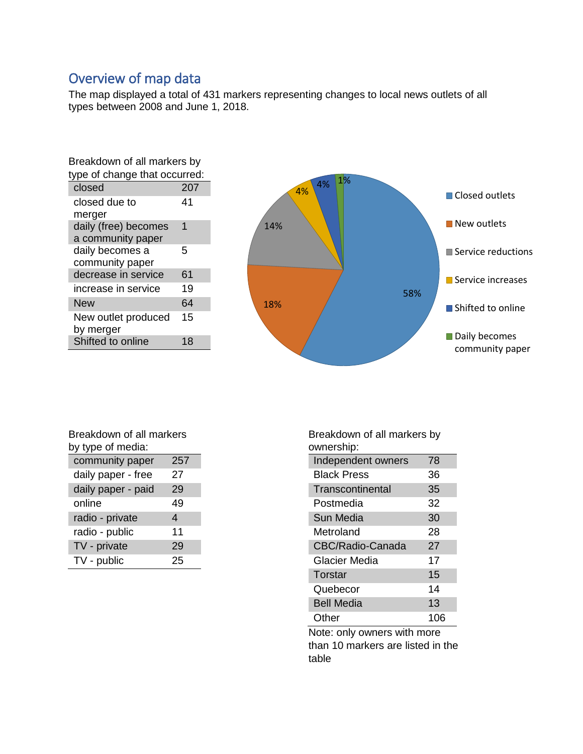## Overview of map data

The map displayed a total of 431 markers representing changes to local news outlets of all types between 2008 and June 1, 2018.

Breakdown of all markers by type of change that occurred:

| | |
|---|---|
| closed | 207 |
| closed due to merger | 41 |
| daily (free) becomes a community paper | 1 |
| daily becomes a community paper | 5 |
| decrease in service | 61 |
| increase in service | 19 |
| New | 64 |
| New outlet produced by merger | 15 |
| Shifted to online | 18 |

| Category | Share |
|---|---|
| Closed outlets | 58% |
| New outlets | 18% |
| Service reductions | 14% |
| Service increases | 4% |
| Shifted to online | 4% |
| Daily becomes community paper | 1% |

Breakdown of all markers by type of media:

| | |
|---|---|
| community paper | 257 |
| daily paper - free | 27 |
| daily paper - paid | 29 |
| online | 49 |
| radio - private | 4 |
| radio - public | 11 |
| TV - private | 29 |
| TV - public | 25 |

Breakdown of all markers by ownership:

| | |
|---|---|
| Independent owners | 78 |
| Black Press | 36 |
| Transcontinental | 35 |
| Postmedia | 32 |
| Sun Media | 30 |
| Metroland | 28 |
| CBC/Radio-Canada | 27 |
| Glacier Media | 17 |
| Torstar | 15 |
| Quebecor | 14 |
| Bell Media | 13 |
| Other | 106 |

Note: only owners with more than 10 markers are listed in the table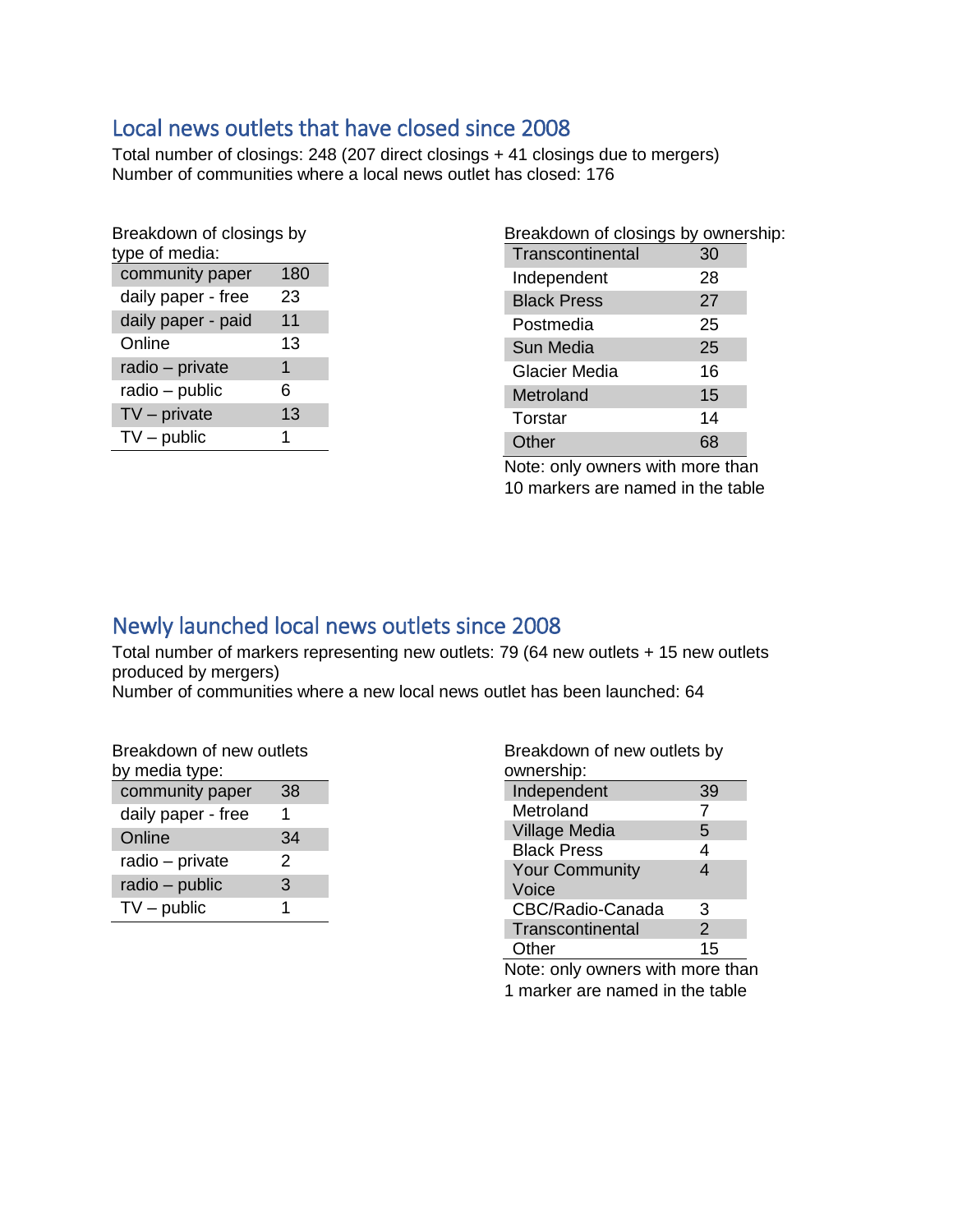## Local news outlets that have closed since 2008

Total number of closings: 248 (207 direct closings + 41 closings due to mergers)
Number of communities where a local news outlet has closed: 176

Breakdown of closings by type of media:

| Type of media | Closings |
|---|---|
| community paper | 180 |
| daily paper - free | 23 |
| daily paper - paid | 11 |
| Online | 13 |
| radio – private | 1 |
| radio – public | 6 |
| TV – private | 13 |
| TV – public | 1 |

Breakdown of closings by ownership:

| Owner | Closings |
|---|---|
| Transcontinental | 30 |
| Independent | 28 |
| Black Press | 27 |
| Postmedia | 25 |
| Sun Media | 25 |
| Glacier Media | 16 |
| Metroland | 15 |
| Torstar | 14 |
| Other | 68 |

Note: only owners with more than 10 markers are named in the table

## Newly launched local news outlets since 2008

Total number of markers representing new outlets: 79 (64 new outlets + 15 new outlets produced by mergers)
Number of communities where a new local news outlet has been launched: 64

Breakdown of new outlets by media type:

| Media type | New outlets |
|---|---|
| community paper | 38 |
| daily paper - free | 1 |
| Online | 34 |
| radio – private | 2 |
| radio – public | 3 |
| TV – public | 1 |

Breakdown of new outlets by ownership:

| Owner | New outlets |
|---|---|
| Independent | 39 |
| Metroland | 7 |
| Village Media | 5 |
| Black Press | 4 |
| Your Community Voice | 4 |
| CBC/Radio-Canada | 3 |
| Transcontinental | 2 |
| Other | 15 |

Note: only owners with more than 1 marker are named in the table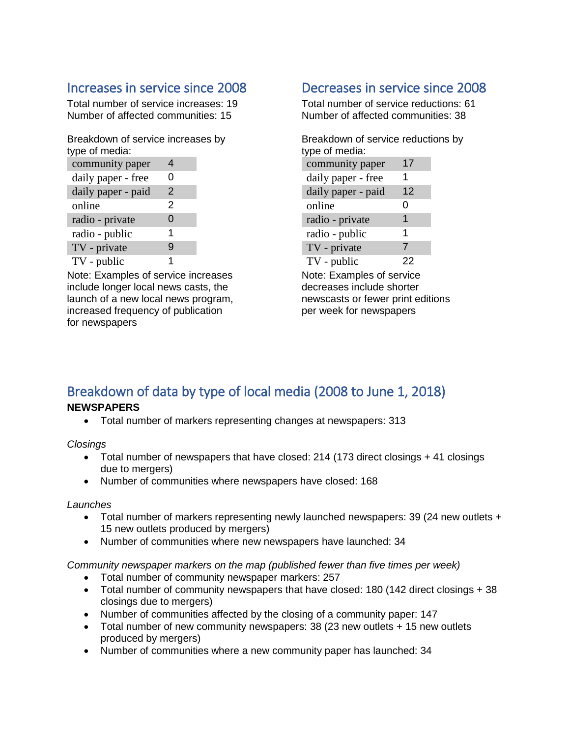## Increases in service since 2008

Total number of service increases: 19
Number of affected communities: 15

Breakdown of service increases by type of media:

| | |
|---|---|
| community paper | 4 |
| daily paper - free | 0 |
| daily paper - paid | 2 |
| online | 2 |
| radio - private | 0 |
| radio - public | 1 |
| TV - private | 9 |
| TV - public | 1 |

Note: Examples of service increases include longer local news casts, the launch of a new local news program, increased frequency of publication for newspapers

## Decreases in service since 2008

Total number of service reductions: 61
Number of affected communities: 38

Breakdown of service reductions by type of media:

| | |
|---|---|
| community paper | 17 |
| daily paper - free | 1 |
| daily paper - paid | 12 |
| online | 0 |
| radio - private | 1 |
| radio - public | 1 |
| TV - private | 7 |
| TV - public | 22 |

Note: Examples of service decreases include shorter newscasts or fewer print editions per week for newspapers

## Breakdown of data by type of local media (2008 to June 1, 2018)

**NEWSPAPERS**

- Total number of markers representing changes at newspapers: 313

*Closings*

- Total number of newspapers that have closed: 214 (173 direct closings + 41 closings due to mergers)
- Number of communities where newspapers have closed: 168

*Launches*

- Total number of markers representing newly launched newspapers: 39 (24 new outlets + 15 new outlets produced by mergers)
- Number of communities where new newspapers have launched: 34

*Community newspaper markers on the map (published fewer than five times per week)*

- Total number of community newspaper markers: 257
- Total number of community newspapers that have closed: 180 (142 direct closings + 38 closings due to mergers)
- Number of communities affected by the closing of a community paper: 147
- Total number of new community newspapers: 38 (23 new outlets + 15 new outlets produced by mergers)
- Number of communities where a new community paper has launched: 34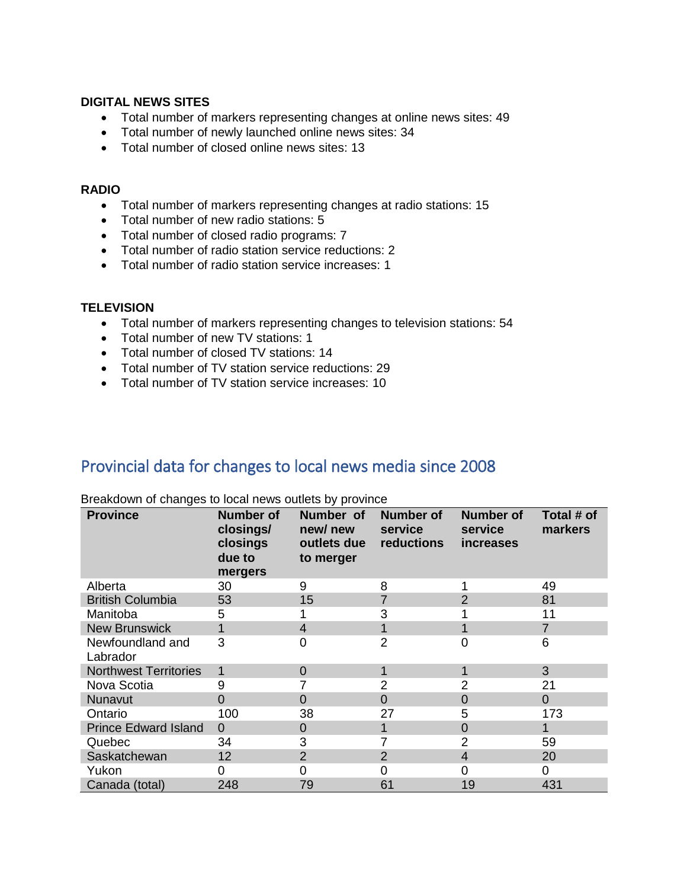**DIGITAL NEWS SITES**

- Total number of markers representing changes at online news sites: 49
- Total number of newly launched online news sites: 34
- Total number of closed online news sites: 13

**RADIO**

- Total number of markers representing changes at radio stations: 15
- Total number of new radio stations: 5
- Total number of closed radio programs: 7
- Total number of radio station service reductions: 2
- Total number of radio station service increases: 1

**TELEVISION**

- Total number of markers representing changes to television stations: 54
- Total number of new TV stations: 1
- Total number of closed TV stations: 14
- Total number of TV station service reductions: 29
- Total number of TV station service increases: 10

## Provincial data for changes to local news media since 2008

Breakdown of changes to local news outlets by province

| Province | Number of closings/ closings due to mergers | Number of new/ new outlets due to merger | Number of service reductions | Number of service increases | Total # of markers |
|---|---|---|---|---|---|
| Alberta | 30 | 9 | 8 | 1 | 49 |
| British Columbia | 53 | 15 | 7 | 2 | 81 |
| Manitoba | 5 | 1 | 3 | 1 | 11 |
| New Brunswick | 1 | 4 | 1 | 1 | 7 |
| Newfoundland and Labrador | 3 | 0 | 2 | 0 | 6 |
| Northwest Territories | 1 | 0 | 1 | 1 | 3 |
| Nova Scotia | 9 | 7 | 2 | 2 | 21 |
| Nunavut | 0 | 0 | 0 | 0 | 0 |
| Ontario | 100 | 38 | 27 | 5 | 173 |
| Prince Edward Island | 0 | 0 | 1 | 0 | 1 |
| Quebec | 34 | 3 | 7 | 2 | 59 |
| Saskatchewan | 12 | 2 | 2 | 4 | 20 |
| Yukon | 0 | 0 | 0 | 0 | 0 |
| Canada (total) | 248 | 79 | 61 | 19 | 431 |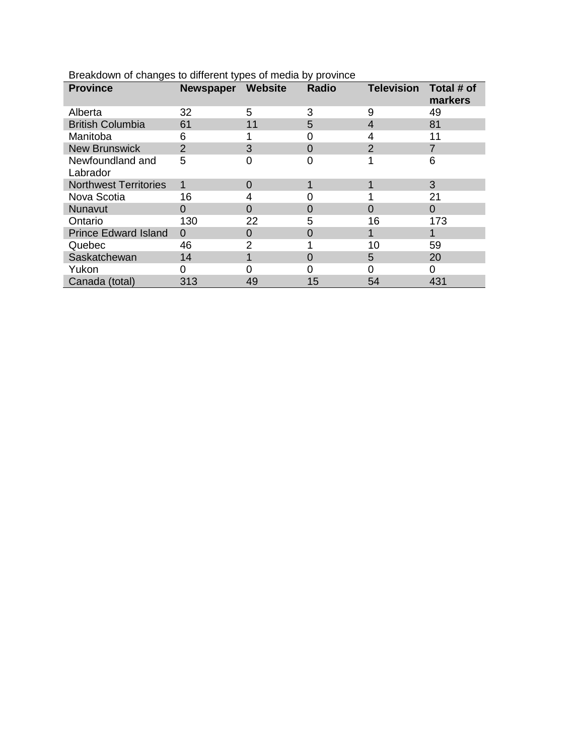Breakdown of changes to different types of media by province

| Province | Newspaper | Website | Radio | Television | Total # of markers |
|---|---|---|---|---|---|
| Alberta | 32 | 5 | 3 | 9 | 49 |
| British Columbia | 61 | 11 | 5 | 4 | 81 |
| Manitoba | 6 | 1 | 0 | 4 | 11 |
| New Brunswick | 2 | 3 | 0 | 2 | 7 |
| Newfoundland and Labrador | 5 | 0 | 0 | 1 | 6 |
| Northwest Territories | 1 | 0 | 1 | 1 | 3 |
| Nova Scotia | 16 | 4 | 0 | 1 | 21 |
| Nunavut | 0 | 0 | 0 | 0 | 0 |
| Ontario | 130 | 22 | 5 | 16 | 173 |
| Prince Edward Island | 0 | 0 | 0 | 1 | 1 |
| Quebec | 46 | 2 | 1 | 10 | 59 |
| Saskatchewan | 14 | 1 | 0 | 5 | 20 |
| Yukon | 0 | 0 | 0 | 0 | 0 |
| Canada (total) | 313 | 49 | 15 | 54 | 431 |